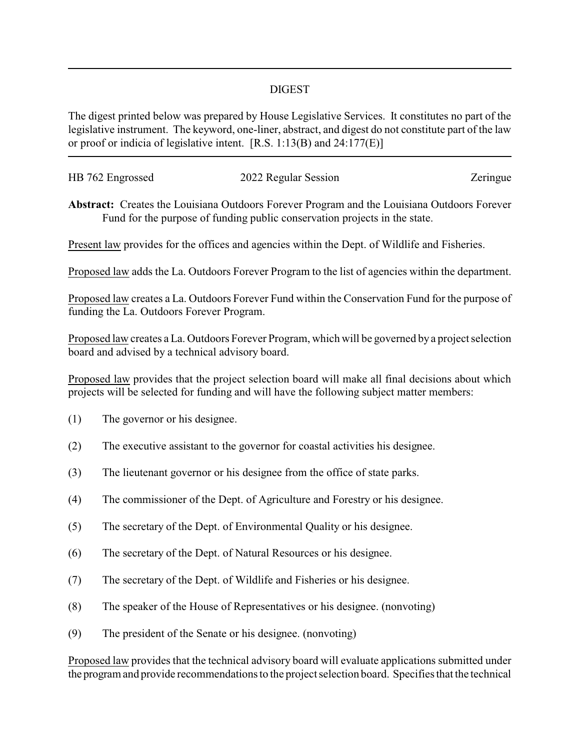---

DIGEST

The digest printed below was prepared by House Legislative Services. It constitutes no part of the legislative instrument. The keyword, one-liner, abstract, and digest do not constitute part of the law or proof or indicia of legislative intent. [R.S. 1:13(B) and 24:177(E)]

---

HB 762 Engrossed 2022 Regular Session Zeringue

**Abstract:** Creates the Louisiana Outdoors Forever Program and the Louisiana Outdoors Forever Fund for the purpose of funding public conservation projects in the state.

Present law provides for the offices and agencies within the Dept. of Wildlife and Fisheries.

Proposed law adds the La. Outdoors Forever Program to the list of agencies within the department.

Proposed law creates a La. Outdoors Forever Fund within the Conservation Fund for the purpose of funding the La. Outdoors Forever Program.

Proposed law creates a La. Outdoors Forever Program, which will be governed by a project selection board and advised by a technical advisory board.

Proposed law provides that the project selection board will make all final decisions about which projects will be selected for funding and will have the following subject matter members:

(1) The governor or his designee.

(2) The executive assistant to the governor for coastal activities his designee.

(3) The lieutenant governor or his designee from the office of state parks.

(4) The commissioner of the Dept. of Agriculture and Forestry or his designee.

(5) The secretary of the Dept. of Environmental Quality or his designee.

(6) The secretary of the Dept. of Natural Resources or his designee.

(7) The secretary of the Dept. of Wildlife and Fisheries or his designee.

(8) The speaker of the House of Representatives or his designee. (nonvoting)

(9) The president of the Senate or his designee. (nonvoting)

Proposed law provides that the technical advisory board will evaluate applications submitted under the program and provide recommendations to the project selection board. Specifies that the technical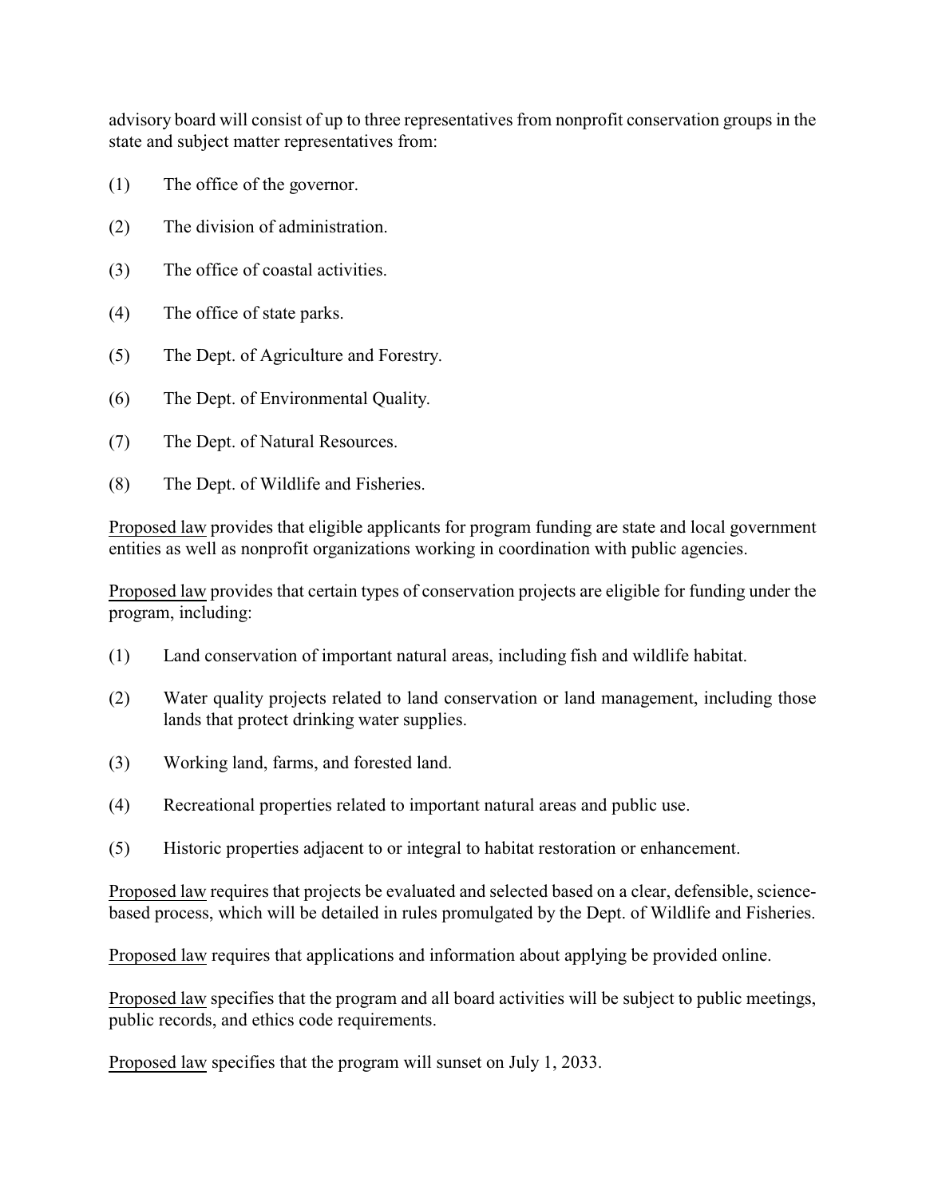advisory board will consist of up to three representatives from nonprofit conservation groups in the state and subject matter representatives from:

(1) The office of the governor.

(2) The division of administration.

(3) The office of coastal activities.

(4) The office of state parks.

(5) The Dept. of Agriculture and Forestry.

(6) The Dept. of Environmental Quality.

(7) The Dept. of Natural Resources.

(8) The Dept. of Wildlife and Fisheries.

<u>Proposed law</u> provides that eligible applicants for program funding are state and local government entities as well as nonprofit organizations working in coordination with public agencies.

<u>Proposed law</u> provides that certain types of conservation projects are eligible for funding under the program, including:

(1) Land conservation of important natural areas, including fish and wildlife habitat.

(2) Water quality projects related to land conservation or land management, including those lands that protect drinking water supplies.

(3) Working land, farms, and forested land.

(4) Recreational properties related to important natural areas and public use.

(5) Historic properties adjacent to or integral to habitat restoration or enhancement.

<u>Proposed law</u> requires that projects be evaluated and selected based on a clear, defensible, science-based process, which will be detailed in rules promulgated by the Dept. of Wildlife and Fisheries.

<u>Proposed law</u> requires that applications and information about applying be provided online.

<u>Proposed law</u> specifies that the program and all board activities will be subject to public meetings, public records, and ethics code requirements.

<u>Proposed law</u> specifies that the program will sunset on July 1, 2033.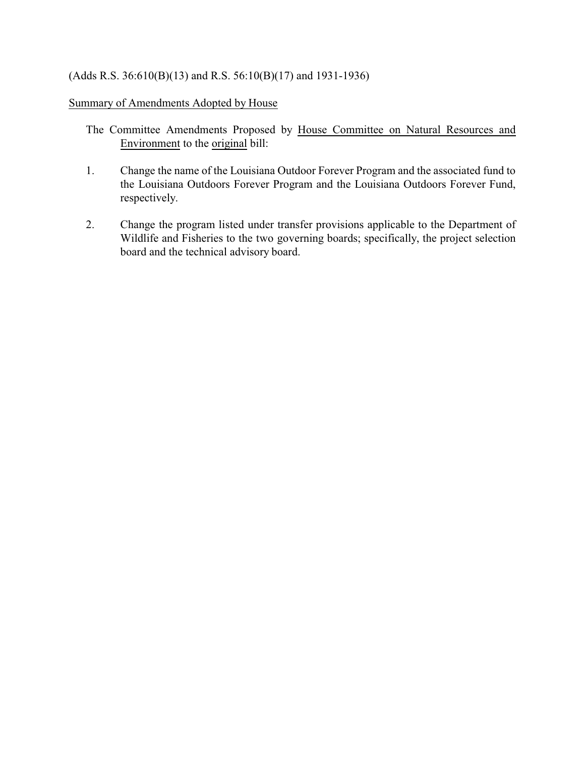(Adds R.S. 36:610(B)(13) and R.S. 56:10(B)(17) and 1931-1936)

<u>Summary of Amendments Adopted by House</u>

The Committee Amendments Proposed by <u>House Committee on Natural Resources and Environment</u> to the <u>original</u> bill:

1. Change the name of the Louisiana Outdoor Forever Program and the associated fund to the Louisiana Outdoors Forever Program and the Louisiana Outdoors Forever Fund, respectively.

2. Change the program listed under transfer provisions applicable to the Department of Wildlife and Fisheries to the two governing boards; specifically, the project selection board and the technical advisory board.